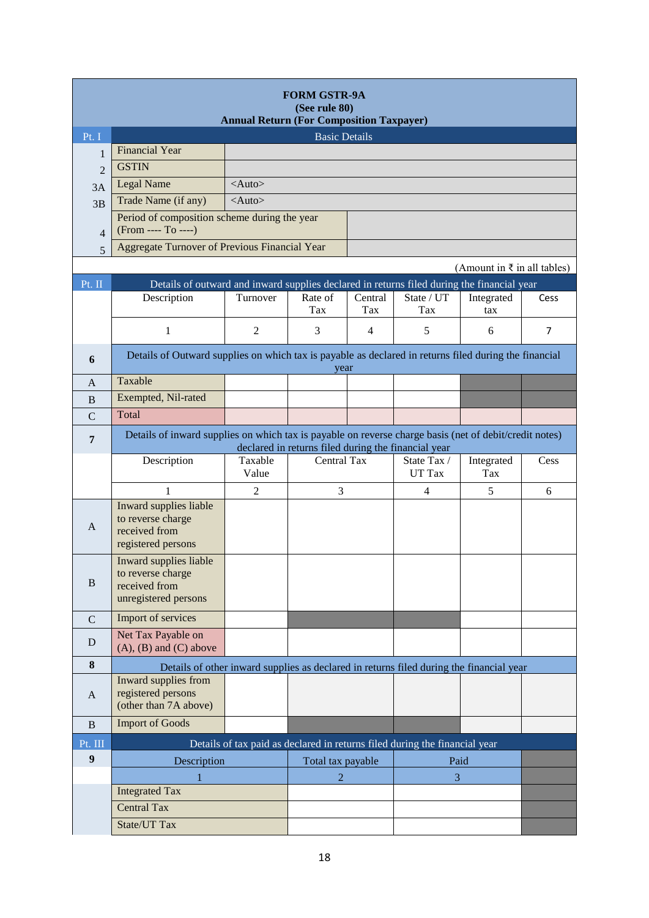# FORM GSTR-9A

**(See rule 80)**

**Annual Return (For Composition Taxpayer)**

| Pt. I | Basic Details | |
|---|---|---|
| 1 | Financial Year | |
| 2 | GSTIN | |
| 3A | Legal Name | <Auto> |
| 3B | Trade Name (if any) | <Auto> |
| 4 | Period of composition scheme during the year (From ---- To ----) | |
| 5 | Aggregate Turnover of Previous Financial Year | |

(Amount in ₹ in all tables)

| Pt. II | Details of outward and inward supplies declared in returns filed during the financial year | | | | | | |
|---|---|---|---|---|---|---|---|
| | Description | Turnover | Rate of Tax | Central Tax | State / UT Tax | Integrated tax | Cess |
| | 1 | 2 | 3 | 4 | 5 | 6 | 7 |
| **6** | Details of Outward supplies on which tax is payable as declared in returns filed during the financial year | | | | | | |
| A | Taxable | | | | | | |
| B | Exempted, Nil-rated | | | | | | |
| C | Total | | | | | | |

| **7** | Details of inward supplies on which tax is payable on reverse charge basis (net of debit/credit notes) declared in returns filed during the financial year | | | | | |
|---|---|---|---|---|---|---|
| | Description | Taxable Value | Central Tax | State Tax / UT Tax | Integrated Tax | Cess |
| | 1 | 2 | 3 | 4 | 5 | 6 |
| A | Inward supplies liable to reverse charge received from registered persons | | | | | |
| B | Inward supplies liable to reverse charge received from unregistered persons | | | | | |
| C | Import of services | | | | | |
| D | Net Tax Payable on (A), (B) and (C) above | | | | | |
| **8** | Details of other inward supplies as declared in returns filed during the financial year | | | | | |
| A | Inward supplies from registered persons (other than 7A above) | | | | | |
| B | Import of Goods | | | | | |

| Pt. III | Details of tax paid as declared in returns filed during the financial year | | |
|---|---|---|---|
| **9** | Description | Total tax payable | Paid |
| | 1 | 2 | 3 |
| | Integrated Tax | | |
| | Central Tax | | |
| | State/UT Tax | | |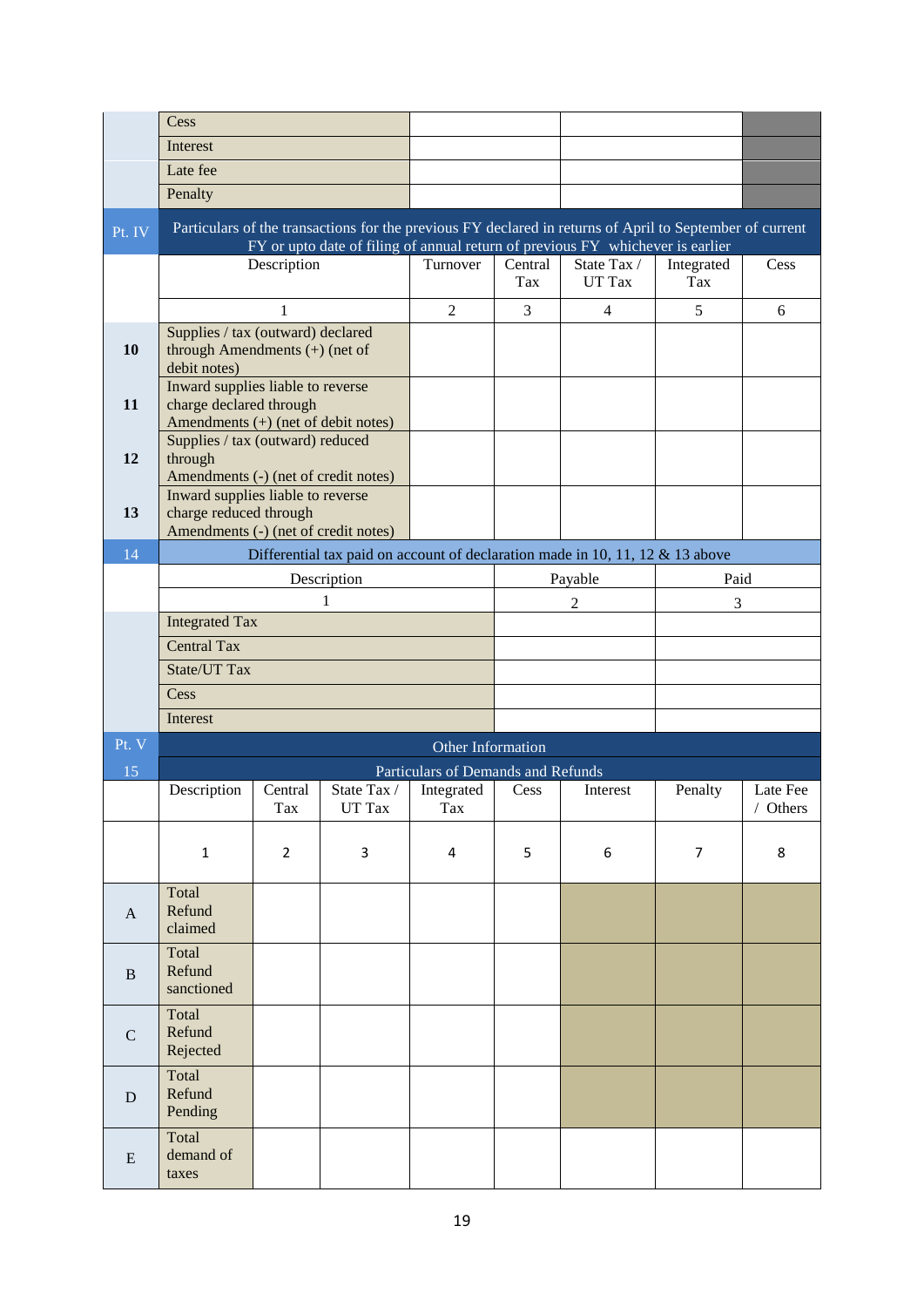| | | | | | |
|---|---|---|---|---|---|
| | Cess | | | | |
| | Interest | | | | |
| | Late fee | | | | |
| | Penalty | | | | |

| Pt. IV | Particulars of the transactions for the previous FY declared in returns of April to September of current FY or upto date of filing of annual return of previous FY whichever is earlier | | | | | |
|---|---|---|---|---|---|---|
| | Description | Turnover | Central Tax | State Tax / UT Tax | Integrated Tax | Cess |
| | 1 | 2 | 3 | 4 | 5 | 6 |
| **10** | Supplies / tax (outward) declared through Amendments (+) (net of debit notes) | | | | | |
| **11** | Inward supplies liable to reverse charge declared through Amendments (+) (net of debit notes) | | | | | |
| **12** | Supplies / tax (outward) reduced through Amendments (-) (net of credit notes) | | | | | |
| **13** | Inward supplies liable to reverse charge reduced through Amendments (-) (net of credit notes) | | | | | |

| 14 | Differential tax paid on account of declaration made in 10, 11, 12 & 13 above | | |
|---|---|---|---|
| | Description | Payable | Paid |
| | 1 | 2 | 3 |
| | Integrated Tax | | |
| | Central Tax | | |
| | State/UT Tax | | |
| | Cess | | |
| | Interest | | |

| Pt. V | Other Information | | | | | | | |
|---|---|---|---|---|---|---|---|---|
| 15 | Particulars of Demands and Refunds | | | | | | | |
| | Description | Central Tax | State Tax / UT Tax | Integrated Tax | Cess | Interest | Penalty | Late Fee / Others |
| | 1 | 2 | 3 | 4 | 5 | 6 | 7 | 8 |
| A | Total Refund claimed | | | | | | | |
| B | Total Refund sanctioned | | | | | | | |
| C | Total Refund Rejected | | | | | | | |
| D | Total Refund Pending | | | | | | | |
| E | Total demand of taxes | | | | | | | |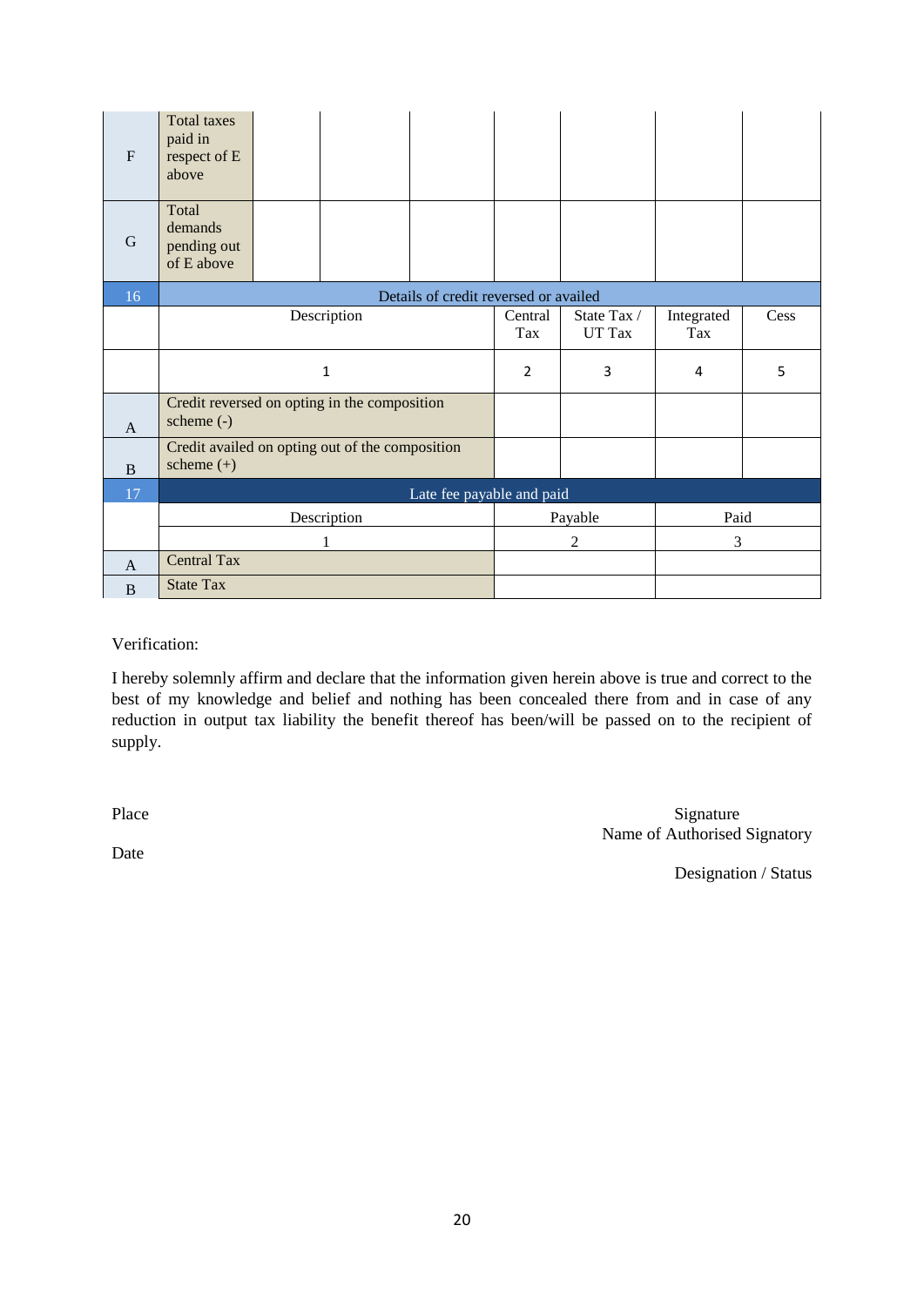| | | | | | | | | |
|---|---|---|---|---|---|---|---|---|
| F | Total taxes paid in respect of E above | | | | | | | |
| G | Total demands pending out of E above | | | | | | | |

| 16 | Details of credit reversed or availed | | | | |
|---|---|---|---|---|---|
| | Description | Central Tax | State Tax / UT Tax | Integrated Tax | Cess |
| | 1 | 2 | 3 | 4 | 5 |
| A | Credit reversed on opting in the composition scheme (-) | | | | |
| B | Credit availed on opting out of the composition scheme (+) | | | | |

| 17 | Late fee payable and paid | | |
|---|---|---|---|
| | Description | Payable | Paid |
| | 1 | 2 | 3 |
| A | Central Tax | | |
| B | State Tax | | |

Verification:

I hereby solemnly affirm and declare that the information given herein above is true and correct to the best of my knowledge and belief and nothing has been concealed there from and in case of any reduction in output tax liability the benefit thereof has been/will be passed on to the recipient of supply.

Place

Date

Signature
Name of Authorised Signatory

Designation / Status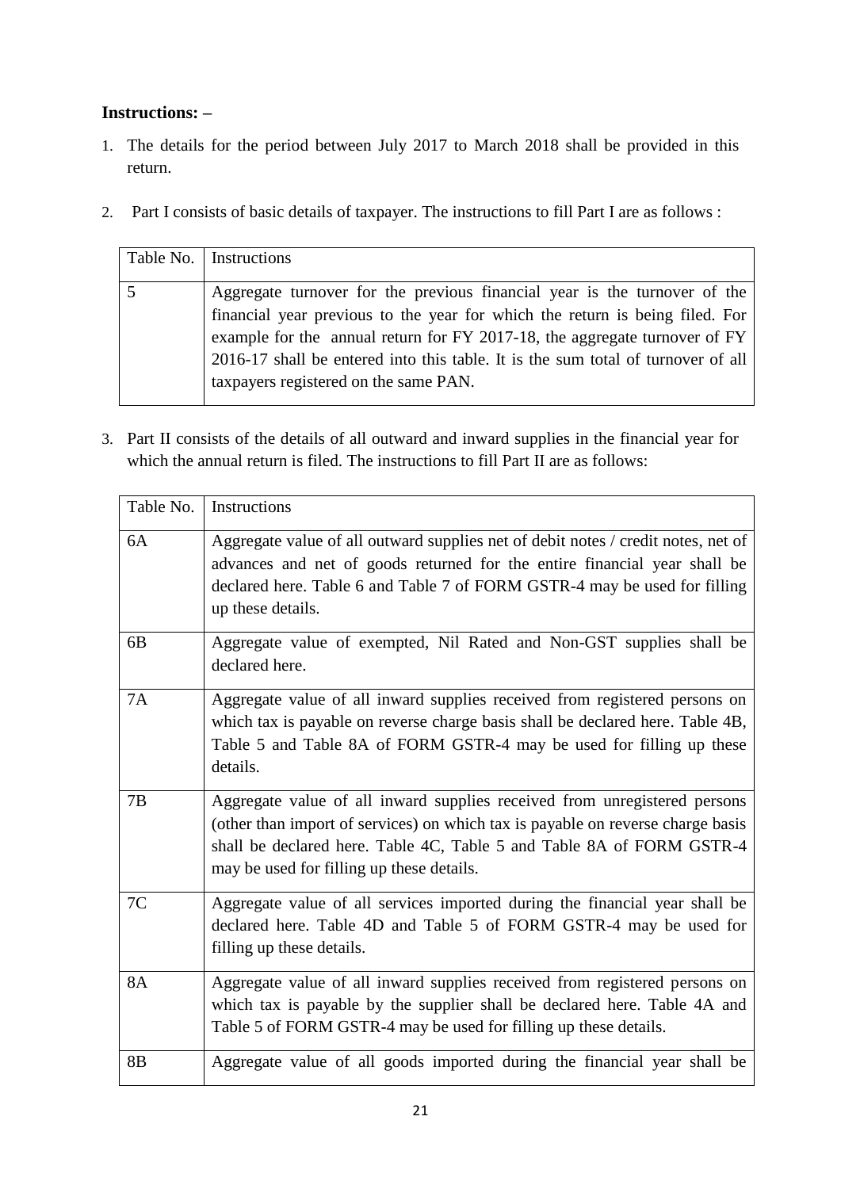**Instructions: –**

1. The details for the period between July 2017 to March 2018 shall be provided in this return.

2. Part I consists of basic details of taxpayer. The instructions to fill Part I are as follows :

| Table No. | Instructions |
|---|---|
| 5 | Aggregate turnover for the previous financial year is the turnover of the financial year previous to the year for which the return is being filed. For example for the annual return for FY 2017-18, the aggregate turnover of FY 2016-17 shall be entered into this table. It is the sum total of turnover of all taxpayers registered on the same PAN. |

3. Part II consists of the details of all outward and inward supplies in the financial year for which the annual return is filed. The instructions to fill Part II are as follows:

| Table No. | Instructions |
|---|---|
| 6A | Aggregate value of all outward supplies net of debit notes / credit notes, net of advances and net of goods returned for the entire financial year shall be declared here. Table 6 and Table 7 of FORM GSTR-4 may be used for filling up these details. |
| 6B | Aggregate value of exempted, Nil Rated and Non-GST supplies shall be declared here. |
| 7A | Aggregate value of all inward supplies received from registered persons on which tax is payable on reverse charge basis shall be declared here. Table 4B, Table 5 and Table 8A of FORM GSTR-4 may be used for filling up these details. |
| 7B | Aggregate value of all inward supplies received from unregistered persons (other than import of services) on which tax is payable on reverse charge basis shall be declared here. Table 4C, Table 5 and Table 8A of FORM GSTR-4 may be used for filling up these details. |
| 7C | Aggregate value of all services imported during the financial year shall be declared here. Table 4D and Table 5 of FORM GSTR-4 may be used for filling up these details. |
| 8A | Aggregate value of all inward supplies received from registered persons on which tax is payable by the supplier shall be declared here. Table 4A and Table 5 of FORM GSTR-4 may be used for filling up these details. |
| 8B | Aggregate value of all goods imported during the financial year shall be |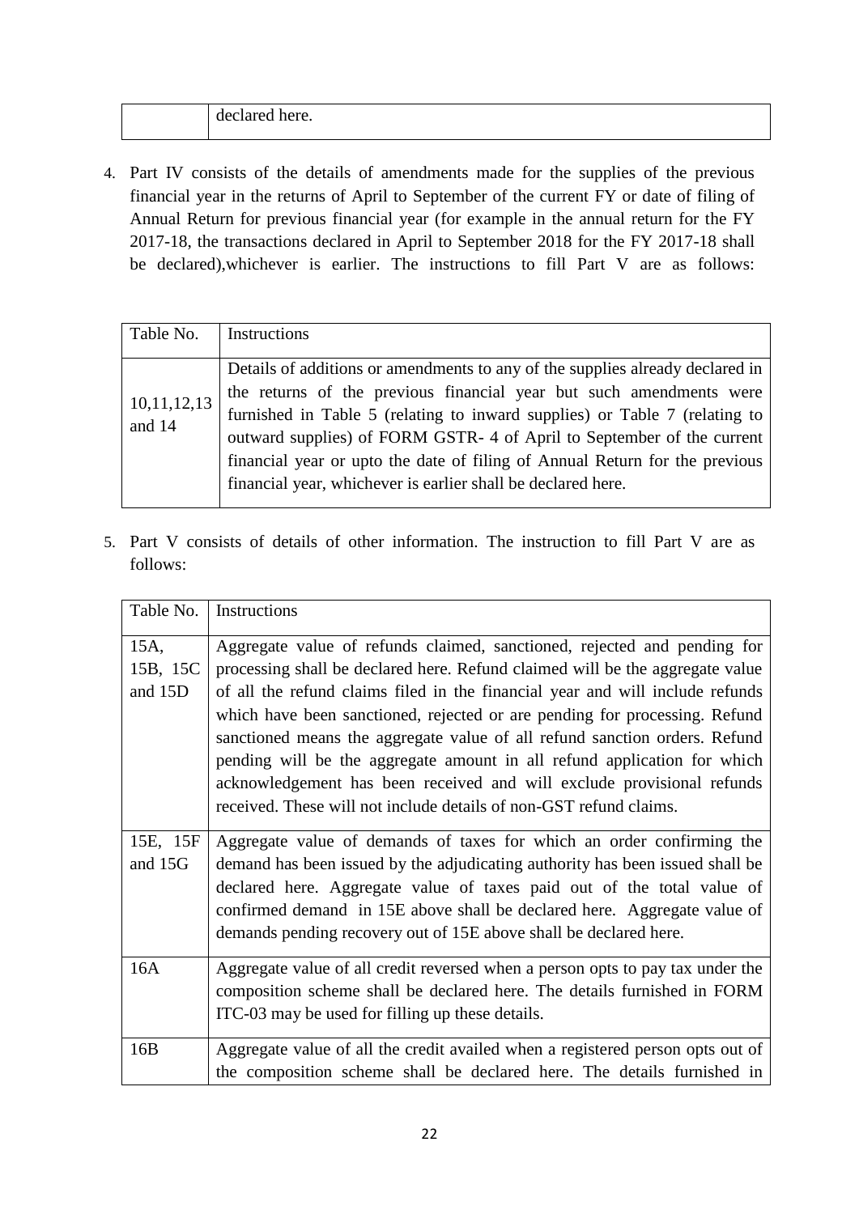| | declared here. |
|---|---|

4. Part IV consists of the details of amendments made for the supplies of the previous financial year in the returns of April to September of the current FY or date of filing of Annual Return for previous financial year (for example in the annual return for the FY 2017-18, the transactions declared in April to September 2018 for the FY 2017-18 shall be declared),whichever is earlier. The instructions to fill Part V are as follows:

| Table No. | Instructions |
|---|---|
| 10,11,12,13 and 14 | Details of additions or amendments to any of the supplies already declared in the returns of the previous financial year but such amendments were furnished in Table 5 (relating to inward supplies) or Table 7 (relating to outward supplies) of FORM GSTR- 4 of April to September of the current financial year or upto the date of filing of Annual Return for the previous financial year, whichever is earlier shall be declared here. |

5. Part V consists of details of other information. The instruction to fill Part V are as follows:

| Table No. | Instructions |
|---|---|
| 15A, 15B, 15C and 15D | Aggregate value of refunds claimed, sanctioned, rejected and pending for processing shall be declared here. Refund claimed will be the aggregate value of all the refund claims filed in the financial year and will include refunds which have been sanctioned, rejected or are pending for processing. Refund sanctioned means the aggregate value of all refund sanction orders. Refund pending will be the aggregate amount in all refund application for which acknowledgement has been received and will exclude provisional refunds received. These will not include details of non-GST refund claims. |
| 15E, 15F and 15G | Aggregate value of demands of taxes for which an order confirming the demand has been issued by the adjudicating authority has been issued shall be declared here. Aggregate value of taxes paid out of the total value of confirmed demand in 15E above shall be declared here. Aggregate value of demands pending recovery out of 15E above shall be declared here. |
| 16A | Aggregate value of all credit reversed when a person opts to pay tax under the composition scheme shall be declared here. The details furnished in FORM ITC-03 may be used for filling up these details. |
| 16B | Aggregate value of all the credit availed when a registered person opts out of the composition scheme shall be declared here. The details furnished in |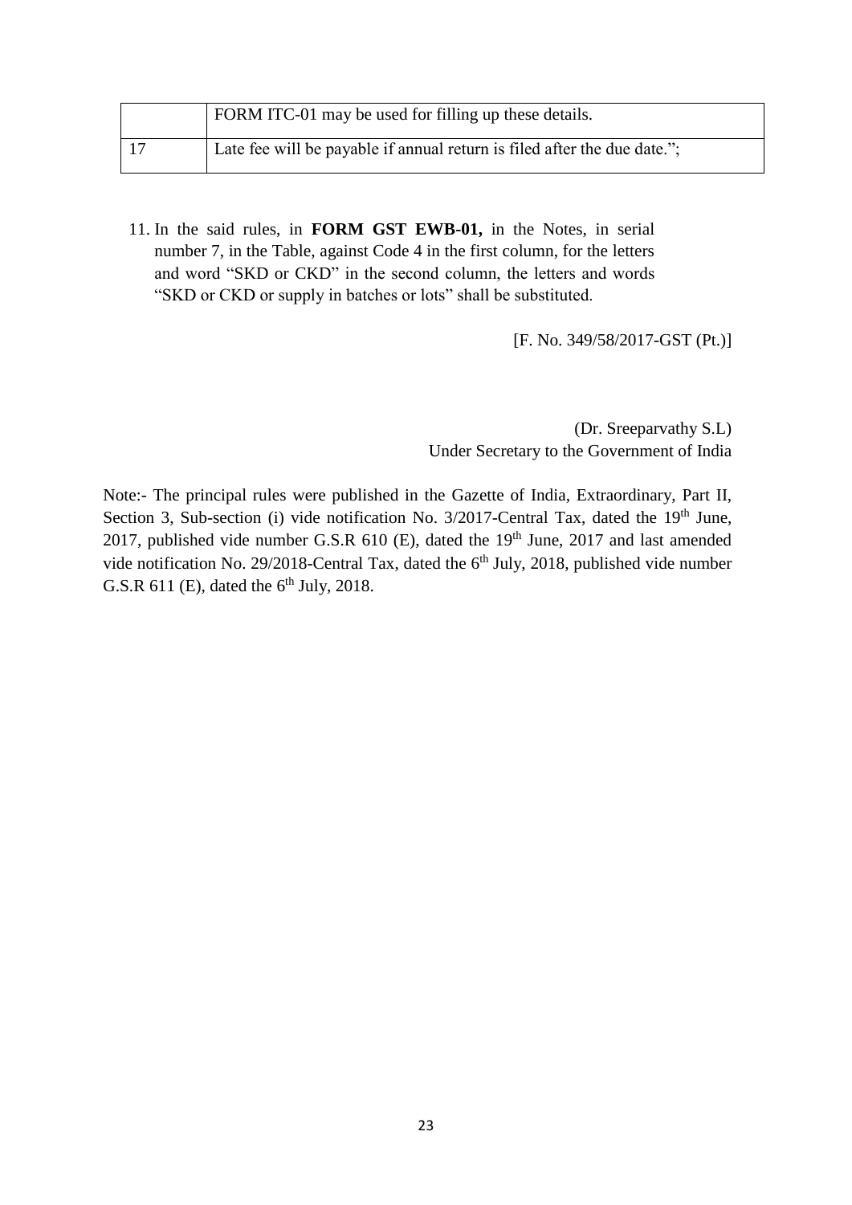| | |
|---|---|
| | FORM ITC-01 may be used for filling up these details. |
| 17 | Late fee will be payable if annual return is filed after the due date."; |

11. In the said rules, in **FORM GST EWB-01,** in the Notes, in serial number 7, in the Table, against Code 4 in the first column, for the letters and word "SKD or CKD" in the second column, the letters and words "SKD or CKD or supply in batches or lots" shall be substituted.

[F. No. 349/58/2017-GST (Pt.)]

(Dr. Sreeparvathy S.L)
Under Secretary to the Government of India

Note:- The principal rules were published in the Gazette of India, Extraordinary, Part II, Section 3, Sub-section (i) vide notification No. 3/2017-Central Tax, dated the 19th June, 2017, published vide number G.S.R 610 (E), dated the 19th June, 2017 and last amended vide notification No. 29/2018-Central Tax, dated the 6th July, 2018, published vide number G.S.R 611 (E), dated the 6th July, 2018.